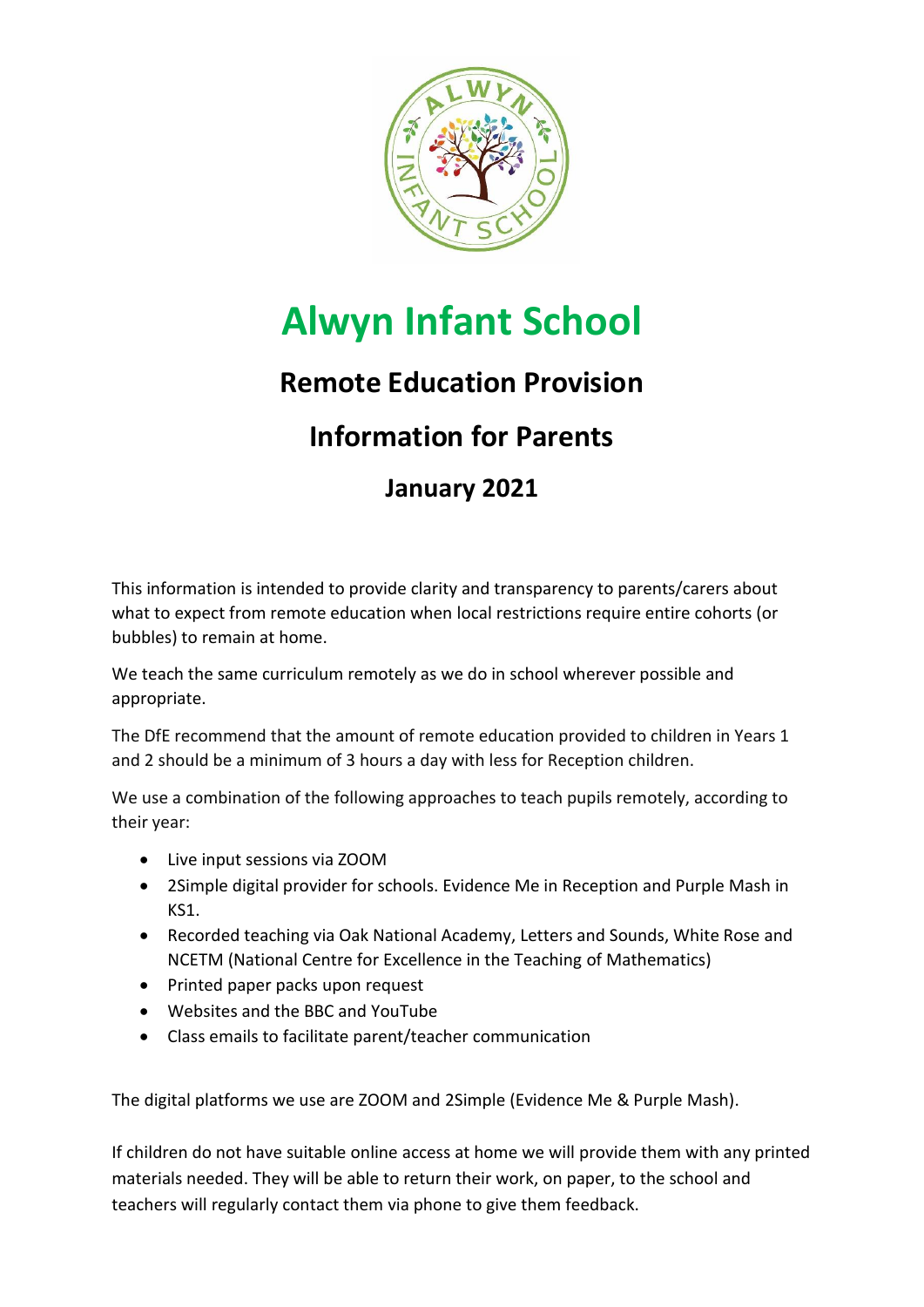# Alwyn Infant School

## Remote Education Provision

## Information for Parents

### January 2021

This information is intended to provide clarity and transparency to parents/carers about what to expect from remote education when local restrictions require entire cohorts (or bubbles) to remain at home.

We teach the same curriculum remotely as we do in school wherever possible and appropriate.

The DfE recommend that the amount of remote education provided to children in Years 1 and 2 should be a minimum of 3 hours a day with less for Reception children.

We use a combination of the following approaches to teach pupils remotely, according to their year:

- Live input sessions via ZOOM
- 2Simple digital provider for schools. Evidence Me in Reception and Purple Mash in KS1.
- Recorded teaching via Oak National Academy, Letters and Sounds, White Rose and NCETM (National Centre for Excellence in the Teaching of Mathematics)
- Printed paper packs upon request
- Websites and the BBC and YouTube
- Class emails to facilitate parent/teacher communication

The digital platforms we use are ZOOM and 2Simple (Evidence Me & Purple Mash).

If children do not have suitable online access at home we will provide them with any printed materials needed. They will be able to return their work, on paper, to the school and teachers will regularly contact them via phone to give them feedback.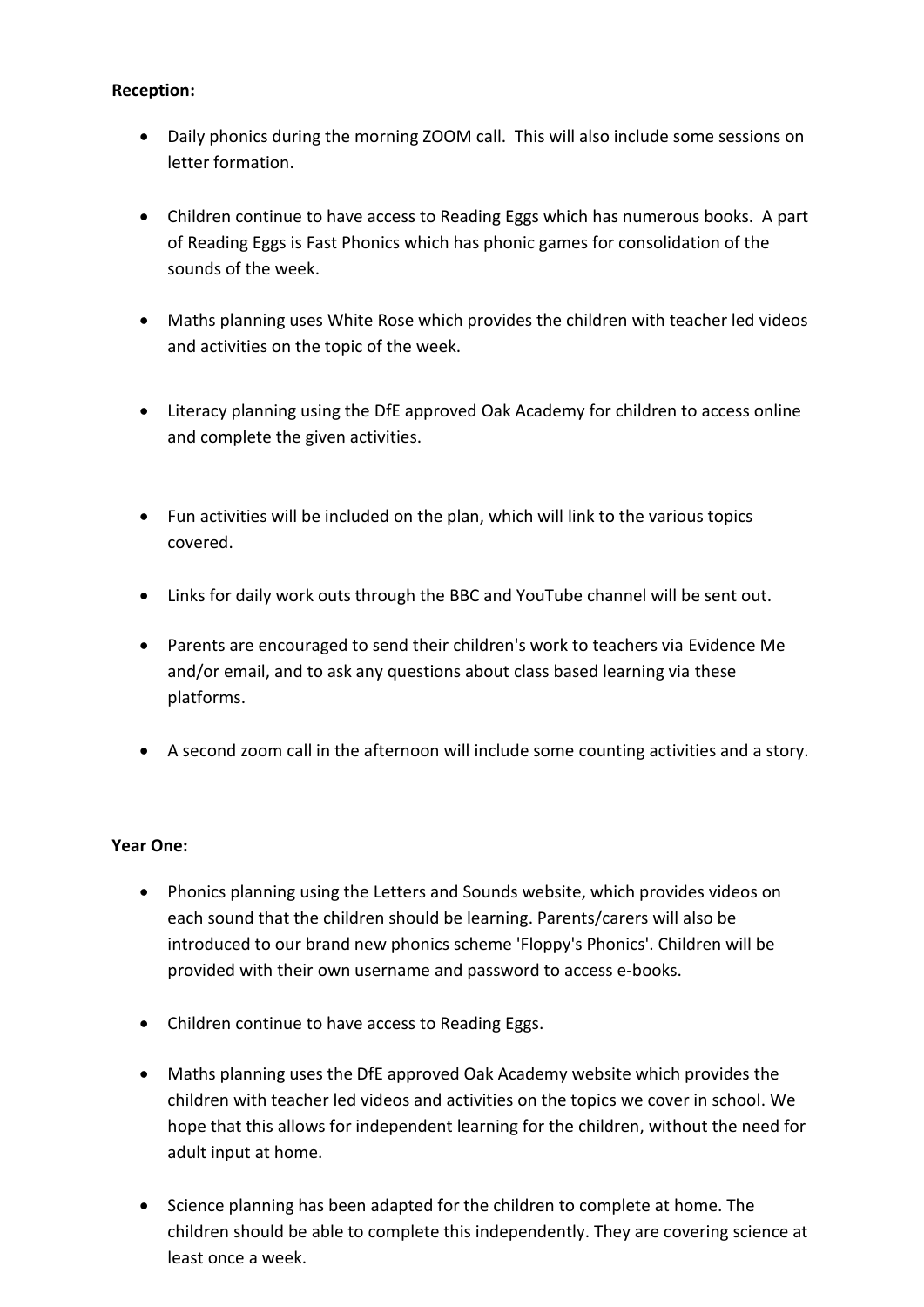**Reception:**

- Daily phonics during the morning ZOOM call. This will also include some sessions on letter formation.
- Children continue to have access to Reading Eggs which has numerous books. A part of Reading Eggs is Fast Phonics which has phonic games for consolidation of the sounds of the week.
- Maths planning uses White Rose which provides the children with teacher led videos and activities on the topic of the week.
- Literacy planning using the DfE approved Oak Academy for children to access online and complete the given activities.
- Fun activities will be included on the plan, which will link to the various topics covered.
- Links for daily work outs through the BBC and YouTube channel will be sent out.
- Parents are encouraged to send their children's work to teachers via Evidence Me and/or email, and to ask any questions about class based learning via these platforms.
- A second zoom call in the afternoon will include some counting activities and a story.

**Year One:**

- Phonics planning using the Letters and Sounds website, which provides videos on each sound that the children should be learning. Parents/carers will also be introduced to our brand new phonics scheme 'Floppy's Phonics'. Children will be provided with their own username and password to access e-books.
- Children continue to have access to Reading Eggs.
- Maths planning uses the DfE approved Oak Academy website which provides the children with teacher led videos and activities on the topics we cover in school. We hope that this allows for independent learning for the children, without the need for adult input at home.
- Science planning has been adapted for the children to complete at home. The children should be able to complete this independently. They are covering science at least once a week.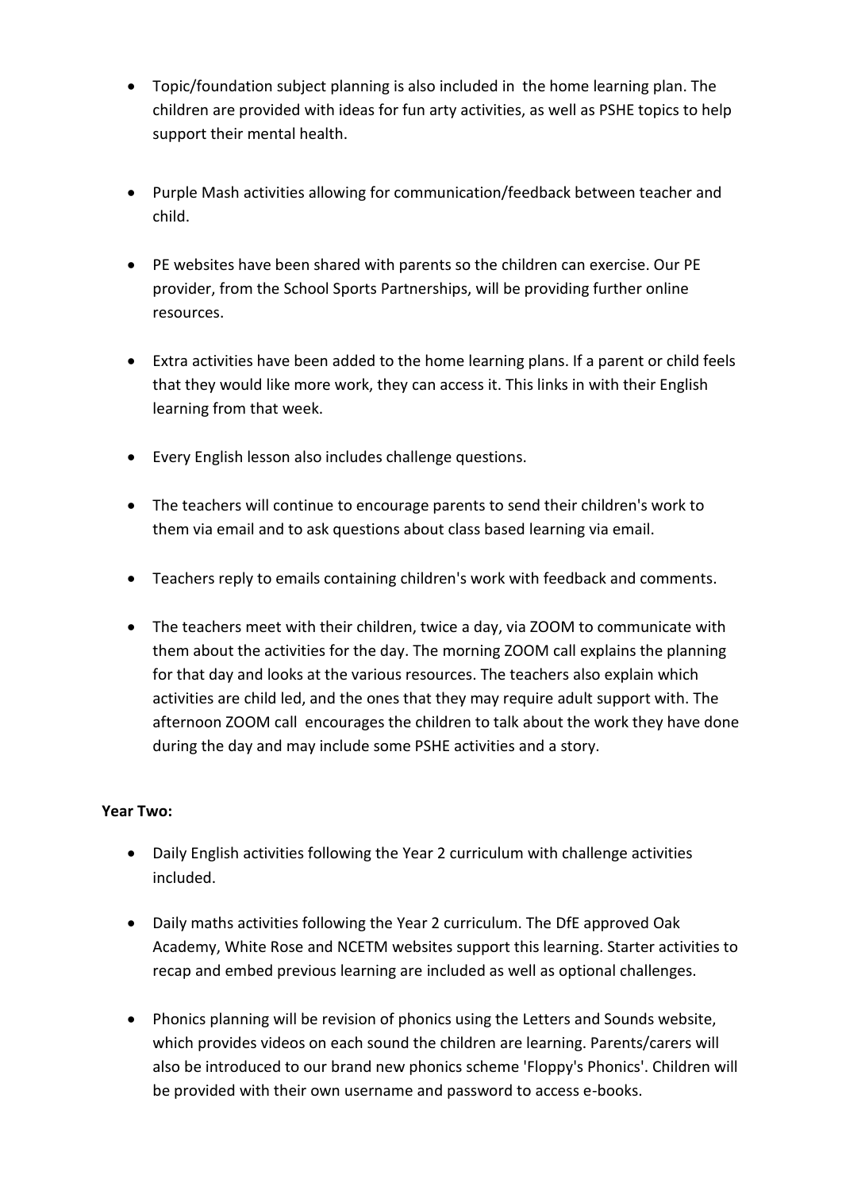- Topic/foundation subject planning is also included in the home learning plan. The children are provided with ideas for fun arty activities, as well as PSHE topics to help support their mental health.

- Purple Mash activities allowing for communication/feedback between teacher and child.

- PE websites have been shared with parents so the children can exercise. Our PE provider, from the School Sports Partnerships, will be providing further online resources.

- Extra activities have been added to the home learning plans. If a parent or child feels that they would like more work, they can access it. This links in with their English learning from that week.

- Every English lesson also includes challenge questions.

- The teachers will continue to encourage parents to send their children's work to them via email and to ask questions about class based learning via email.

- Teachers reply to emails containing children's work with feedback and comments.

- The teachers meet with their children, twice a day, via ZOOM to communicate with them about the activities for the day. The morning ZOOM call explains the planning for that day and looks at the various resources. The teachers also explain which activities are child led, and the ones that they may require adult support with. The afternoon ZOOM call encourages the children to talk about the work they have done during the day and may include some PSHE activities and a story.

**Year Two:**

- Daily English activities following the Year 2 curriculum with challenge activities included.

- Daily maths activities following the Year 2 curriculum. The DfE approved Oak Academy, White Rose and NCETM websites support this learning. Starter activities to recap and embed previous learning are included as well as optional challenges.

- Phonics planning will be revision of phonics using the Letters and Sounds website, which provides videos on each sound the children are learning. Parents/carers will also be introduced to our brand new phonics scheme 'Floppy's Phonics'. Children will be provided with their own username and password to access e-books.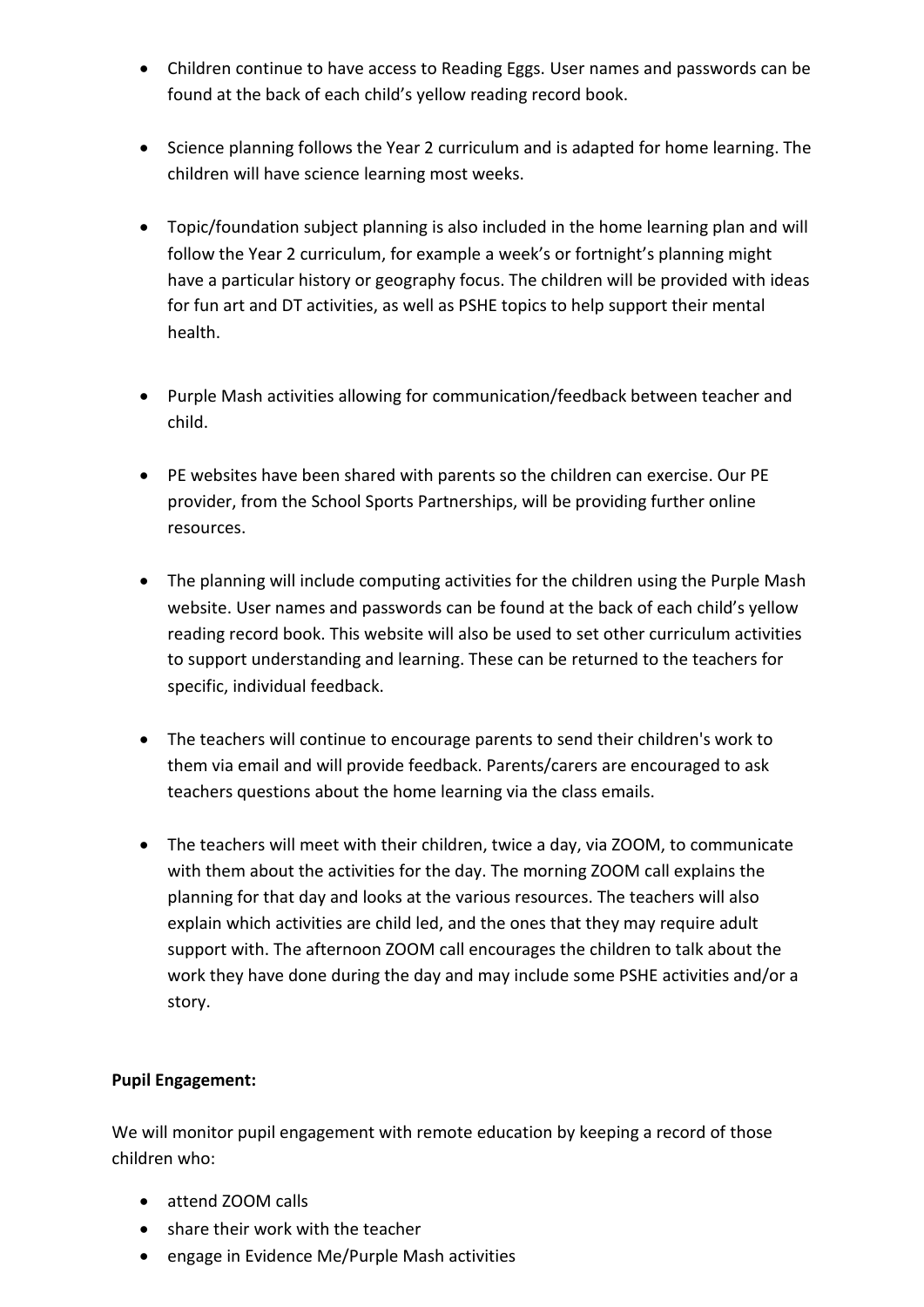- Children continue to have access to Reading Eggs. User names and passwords can be found at the back of each child's yellow reading record book.

- Science planning follows the Year 2 curriculum and is adapted for home learning. The children will have science learning most weeks.

- Topic/foundation subject planning is also included in the home learning plan and will follow the Year 2 curriculum, for example a week's or fortnight's planning might have a particular history or geography focus. The children will be provided with ideas for fun art and DT activities, as well as PSHE topics to help support their mental health.

- Purple Mash activities allowing for communication/feedback between teacher and child.

- PE websites have been shared with parents so the children can exercise. Our PE provider, from the School Sports Partnerships, will be providing further online resources.

- The planning will include computing activities for the children using the Purple Mash website. User names and passwords can be found at the back of each child's yellow reading record book. This website will also be used to set other curriculum activities to support understanding and learning. These can be returned to the teachers for specific, individual feedback.

- The teachers will continue to encourage parents to send their children's work to them via email and will provide feedback. Parents/carers are encouraged to ask teachers questions about the home learning via the class emails.

- The teachers will meet with their children, twice a day, via ZOOM, to communicate with them about the activities for the day. The morning ZOOM call explains the planning for that day and looks at the various resources. The teachers will also explain which activities are child led, and the ones that they may require adult support with. The afternoon ZOOM call encourages the children to talk about the work they have done during the day and may include some PSHE activities and/or a story.

**Pupil Engagement:**

We will monitor pupil engagement with remote education by keeping a record of those children who:

- attend ZOOM calls
- share their work with the teacher
- engage in Evidence Me/Purple Mash activities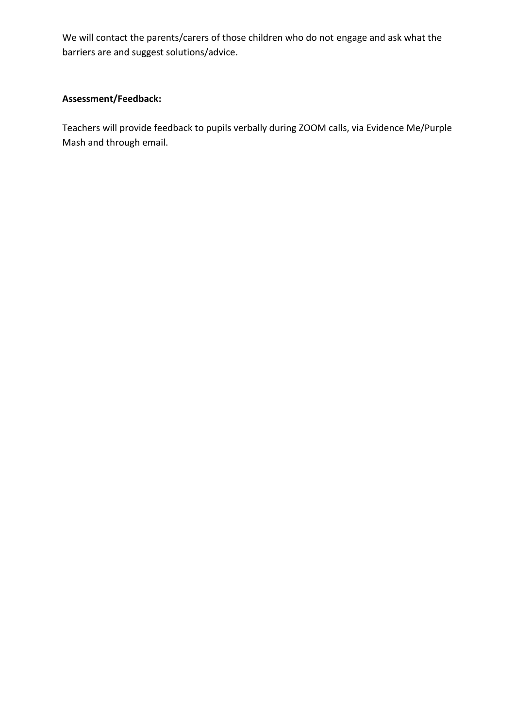We will contact the parents/carers of those children who do not engage and ask what the barriers are and suggest solutions/advice.

**Assessment/Feedback:**

Teachers will provide feedback to pupils verbally during ZOOM calls, via Evidence Me/Purple Mash and through email.